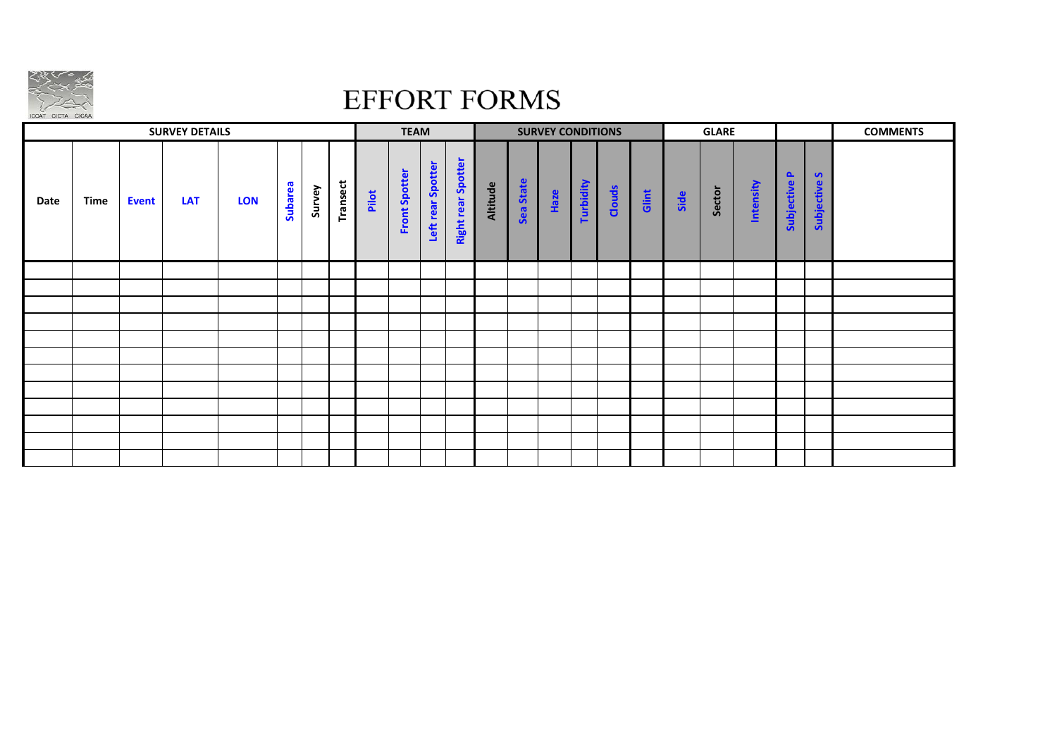# EFFORT FORMS

| SURVEY DETAILS | | | | | | | | TEAM | | | | SURVEY CONDITIONS | | | | | | GLARE | | | | | COMMENTS |
|---|---|---|---|---|---|---|---|---|---|---|---|---|---|---|---|---|---|---|---|---|---|---|---|
| Date | Time | Event | LAT | LON | Subarea | Survey | Transect | Pilot | Front Spotter | Left rear Spotter | Right rear Spotter | Altitude | Sea State | Haze | Turbidity | Clouds | Glint | Side | Sector | Intensity | Subjective P | Subjective S | |
| | | | | | | | | | | | | | | | | | | | | | | | |
| | | | | | | | | | | | | | | | | | | | | | | | |
| | | | | | | | | | | | | | | | | | | | | | | | |
| | | | | | | | | | | | | | | | | | | | | | | | |
| | | | | | | | | | | | | | | | | | | | | | | | |
| | | | | | | | | | | | | | | | | | | | | | | | |
| | | | | | | | | | | | | | | | | | | | | | | | |
| | | | | | | | | | | | | | | | | | | | | | | | |
| | | | | | | | | | | | | | | | | | | | | | | | |
| | | | | | | | | | | | | | | | | | | | | | | | |
| | | | | | | | | | | | | | | | | | | | | | | | |
| | | | | | | | | | | | | | | | | | | | | | | | |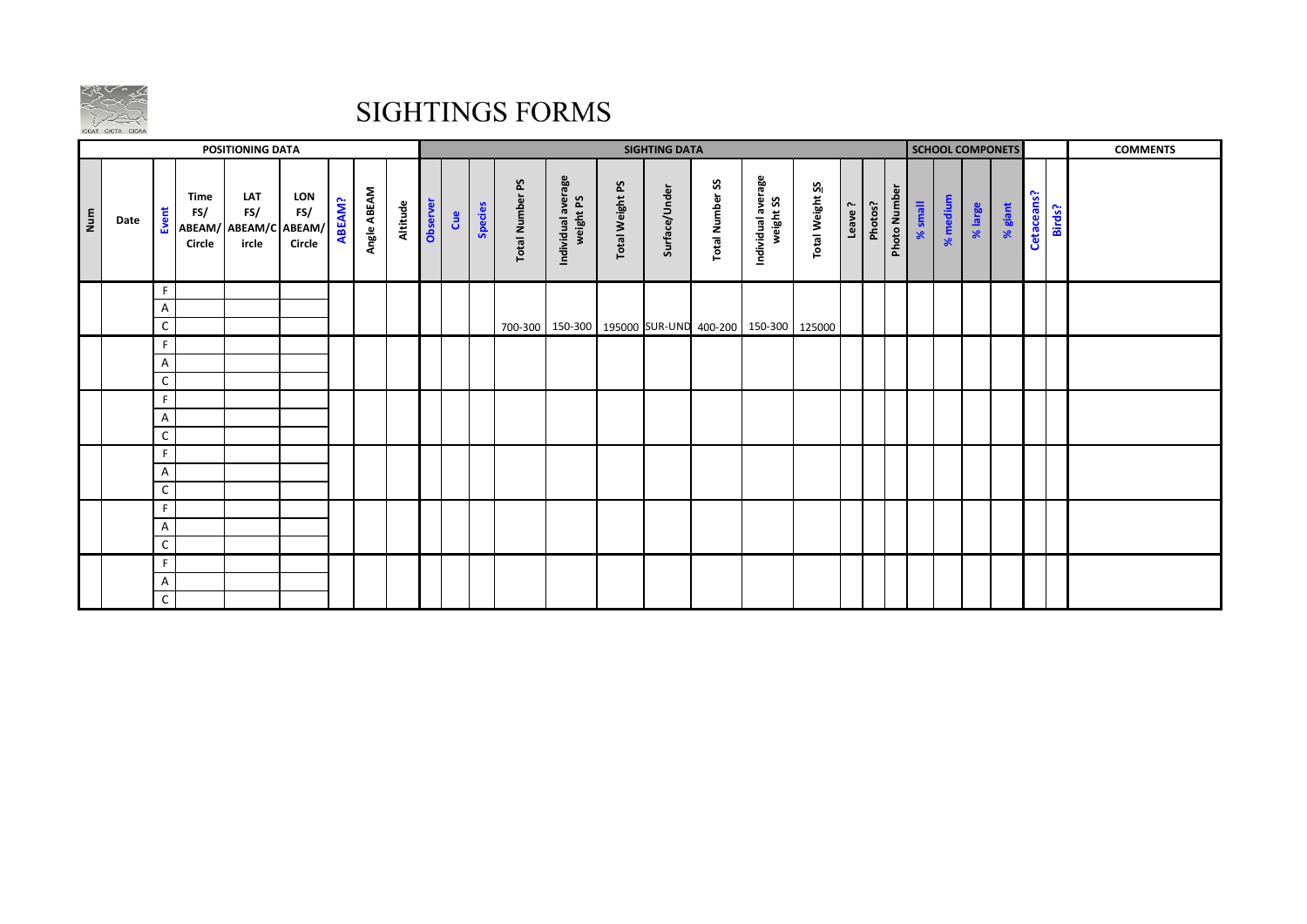# SIGHTINGS FORMS

| POSITIONING DATA | | | | | | | | SIGHTING DATA | | | | | | | | | | | | | | | SCHOOL COMPONETS | | | | | | COMMENTS |
|---|---|---|---|---|---|---|---|---|---|---|---|---|---|---|---|---|---|---|---|---|---|---|---|---|---|---|---|---|---|
| Num | Date | Event | Time FS/ ABEAM/ Circle | LAT FS/ ABEAM/Circle | LON FS/ ABEAM/ Circle | ABEAM? | Angle ABEAM | Altitude | Observer | Cue | Species | Total Number PS | Individual average weight PS | Total Weight PS | Surface/Under | Total Number SS | Individual average weight SS | Total Weight SS | Leave ? | Photos? | Photo Number | % small | % medium | % large | % giant | Cetaceans? | Birds? | | |
| | | F | | | | | | | | | | | | | | | | | | | | | | | | | | | |
| | | A | | | | | | | | | | | | | | | | | | | | | | | | | | | |
| | | C | | | | | | | | | | 700-300 | 150-300 | 195000 | SUR-UND | 400-200 | 150-300 | 125000 | | | | | | | | | | | |
| | | F | | | | | | | | | | | | | | | | | | | | | | | | | | | |
| | | A | | | | | | | | | | | | | | | | | | | | | | | | | | | |
| | | C | | | | | | | | | | | | | | | | | | | | | | | | | | | |
| | | F | | | | | | | | | | | | | | | | | | | | | | | | | | | |
| | | A | | | | | | | | | | | | | | | | | | | | | | | | | | | |
| | | C | | | | | | | | | | | | | | | | | | | | | | | | | | | |
| | | F | | | | | | | | | | | | | | | | | | | | | | | | | | | |
| | | A | | | | | | | | | | | | | | | | | | | | | | | | | | | |
| | | C | | | | | | | | | | | | | | | | | | | | | | | | | | | |
| | | F | | | | | | | | | | | | | | | | | | | | | | | | | | | |
| | | A | | | | | | | | | | | | | | | | | | | | | | | | | | | |
| | | C | | | | | | | | | | | | | | | | | | | | | | | | | | | |
| | | F | | | | | | | | | | | | | | | | | | | | | | | | | | | |
| | | A | | | | | | | | | | | | | | | | | | | | | | | | | | | |
| | | C | | | | | | | | | | | | | | | | | | | | | | | | | | | |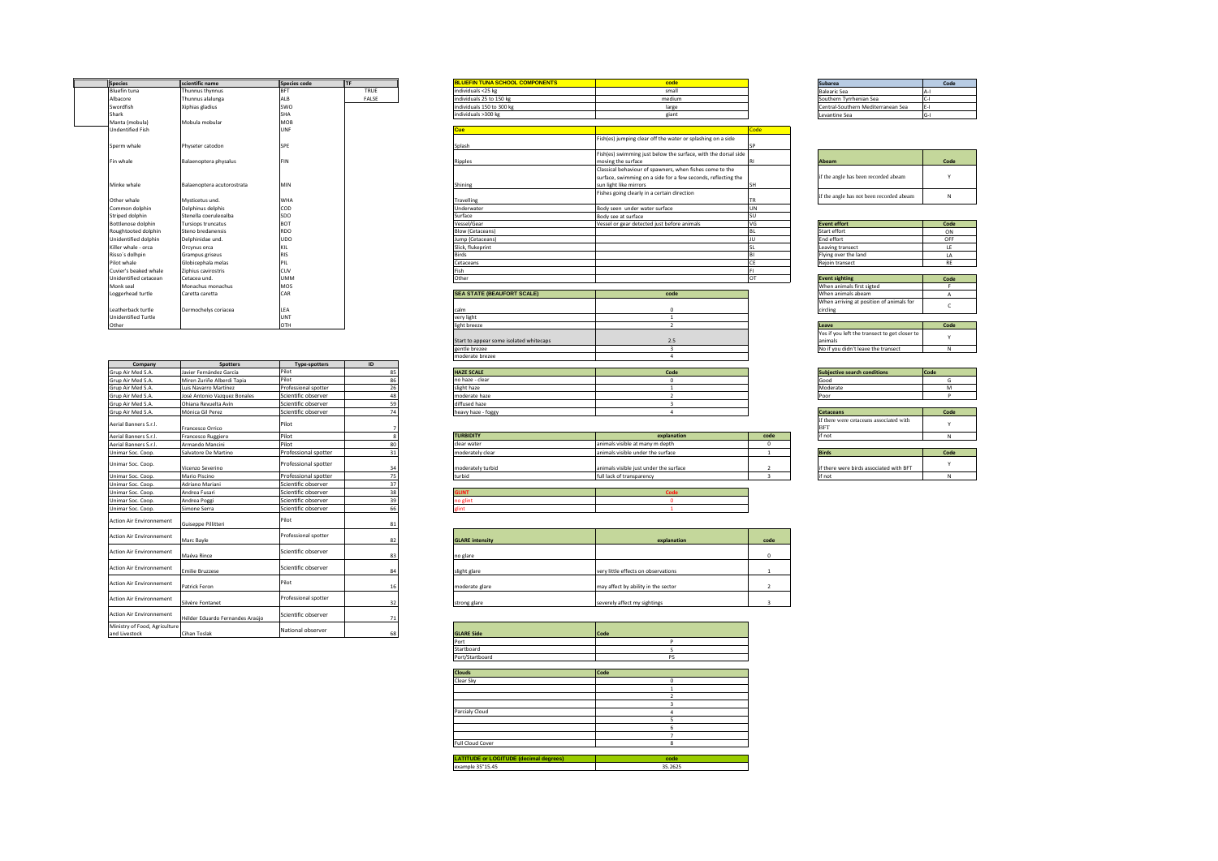| Species | scientific name | Species code | TF |
|---|---|---|---|
| Bluefin tuna | Thunnus thynnus | BFT | TRUE |
| Albacore | Thunnus alalunga | ALB | FALSE |
| Swordfish | Xiphias gladius | SWO | |
| Shark | | SHA | |
| Manta (mobula) | Mobula mobular | MOB | |
| Undentified Fish | | UNF | |
| Sperm whale | Physeter catodon | SPE | |
| Fin whale | Balaenoptera physalus | FIN | |
| Minke whale | Balaenoptera acutorostrata | MIN | |
| Other whale | Mysticetus und. | WHA | |
| Common dolphin | Delphinus delphis | COD | |
| Striped dolphin | Stenella coeruleoalba | SDO | |
| Bottlenose dolphin | Tursiops truncatus | BOT | |
| Roughtooted dolphin | Steno bredanensis | RDO | |
| Unidentified dolphin | Delphinidae und. | UDO | |
| Killer whale - orca | Orcynus orca | KIL | |
| Risso´s dolhpin | Grampus griseus | RIS | |
| Pilot whale | Globicephala melas | PIL | |
| Cuvier's beaked whale | Ziphius cavirostris | CUV | |
| Unidentified cetacean | Cetacea und. | UMM | |
| Monk seal | Monachus monachus | MOS | |
| Loggerhead turtle | Caretta caretta | CAR | |
| Leatherback turtle | Dermochelys coriacea | LEA | |
| Unidentified Turtle | | UNT | |
| Other | | OTH | |

| Company | Spotters | Type-spotters | ID |
|---|---|---|---|
| Grup Air Med S.A. | Javier Fernández García | Pilot | 85 |
| Grup Air Med S.A. | Miren Zuriñe Alberdi Tapia | Pilot | 86 |
| Grup Air Med S.A. | Luis Navarro Martinez | Professional spotter | 26 |
| Grup Air Med S.A. | José Antonio Vazquez Bonales | Scientific observer | 48 |
| Grup Air Med S.A. | Ohiana Revuelta Avin | Scientific observer | 59 |
| Grup Air Med S.A. | Mónica Gil Perez | Scientific observer | 74 |
| Aerial Banners S.r.l. | Francesco Orrico | Pilot | 7 |
| Aerial Banners S.r.l. | Francesco Ruggiero | Pilot | 8 |
| Aerial Banners S.r.l. | Armando Mancini | Pilot | 80 |
| Unimar Soc. Coop. | Salvatore De Martino | Professional spotter | 31 |
| Unimar Soc. Coop. | Vicenzo Severino | Professional spotter | 34 |
| Unimar Soc. Coop. | Mario Piscino | Professional spotter | 75 |
| Unimar Soc. Coop. | Adriano Mariani | Scientific observer | 37 |
| Unimar Soc. Coop. | Andrea Fusari | Scientific observer | 38 |
| Unimar Soc. Coop. | Andrea Poggi | Scientific observer | 39 |
| Unimar Soc. Coop. | Simone Serra | Scientific observer | 66 |
| Action Air Environnement | Guiseppe Pillitteri | Pilot | 81 |
| Action Air Environnement | Marc Bayle | Professional spotter | 82 |
| Action Air Environnement | Maéva Rince | Scientific observer | 83 |
| Action Air Environnement | Emilie Bruzzese | Scientific observer | 84 |
| Action Air Environnement | Patrick Feron | Pilot | 16 |
| Action Air Environnement | Silvère Fontanet | Professional spotter | 32 |
| Action Air Environnement | Hélder Eduardo Fernandes Araújo | Scientific observer | 71 |
| Ministry of Food, Agriculture and Livestock | Cihan Toslak | National observer | 68 |

| BLUEFIN TUNA SCHOOL COMPONENTS | code |
|---|---|
| individuals <25 kg | small |
| individuals 25 to 150 kg | medium |
| individuals 150 to 300 kg | large |
| individuals >300 kg | giant |

| Cue | | Code |
|---|---|---|
| Splash | Fish(es) jumping clear off the water or splashing on a side | SP |
| Ripples | Fish(es) swimming just below the surface, with the dorsal side moving the surface | RI |
| Shining | Classical behaviour of spawners, when fishes come to the surface, swimming on a side for a few seconds, reflecting the sun light like mirrors | SH |
| Travelling | Fishes going clearly in a certain direction | TR |
| Underwater | Body seen under water surface | UN |
| Surface | Body see at surface | SU |
| Vessel/Gear | Vessel or gear detected just before animals | VG |
| Blow (Cetaceans) | | BL |
| Jump (Cetaceans) | | JU |
| Slick, flukeprint | | SL |
| Birds | | BI |
| Cetaceans | | CE |
| Fish | | FI |
| Other | | OT |

| SEA STATE (BEAUFORT SCALE) | code |
|---|---|
| calm | 0 |
| very light | 1 |
| light breeze | 2 |
| Start to appear some isolated whitecaps | 2.5 |
| gentle breeze | 3 |
| moderate breeze | 4 |

| HAZE SCALE | Code |
|---|---|
| no haze - clear | 0 |
| slight haze | 1 |
| moderate haze | 2 |
| diffused haze | 3 |
| heavy haze - foggy | 4 |

| TURBIDITY | explanation | code |
|---|---|---|
| clear water | animals visible at many m depth | 0 |
| moderately clear | animals visible under the surface | 1 |
| moderately turbid | animals visible just under the surface | 2 |
| turbid | full lack of transparency | 3 |

| GLINT | Code |
|---|---|
| no glint | 0 |
| glint | 1 |

| GLARE intensity | explanation | code |
|---|---|---|
| no glare | | 0 |
| slight glare | very little effects on observations | 1 |
| moderate glare | may affect by ability in the sector | 2 |
| strong glare | severely affect my sightings | 3 |

| GLARE Side | Code |
|---|---|
| Port | P |
| Startboard | S |
| Port/Startboard | PS |

| Clouds | Code |
|---|---|
| Clear Sky | 0 |
| | 1 |
| | 2 |
| | 3 |
| Parcialy Cloud | 4 |
| | 5 |
| | 6 |
| | 7 |
| Full Cloud Cover | 8 |

| LATITUDE or LOGITUDE (decimal degrees) | code |
|---|---|
| example 35°15.45 | 35.2625 |

| Subarea | Code |
|---|---|
| Balearic Sea | A-I |
| Southern Tyrrhenian Sea | C-I |
| Central-Southern Mediterranean Sea | E-I |
| Levantine Sea | G-I |

| Abeam | Code |
|---|---|
| if the angle has been recorded abeam | Y |
| if the angle has not been recorded abeam | N |

| Event effort | Code |
|---|---|
| Start effort | ON |
| End effort | OFF |
| Leaving transect | LE |
| Flying over the land | LA |
| Rejoin transect | RE |

| Event sighting | Code |
|---|---|
| When animals first sigted | F |
| When animals abeam | A |
| When arriving at position of animals for circling | C |

| Leave | Code |
|---|---|
| Yes if you left the transect to get closer to animals | Y |
| No if you didn't leave the transect | N |

| Subjective search conditions | Code |
|---|---|
| Good | G |
| Moderate | M |
| Poor | P |

| Cetaceans | Code |
|---|---|
| if there were cetaceans associated with BFT | Y |
| if not | N |

| Birds | Code |
|---|---|
| if there were birds associated with BFT | Y |
| if not | N |